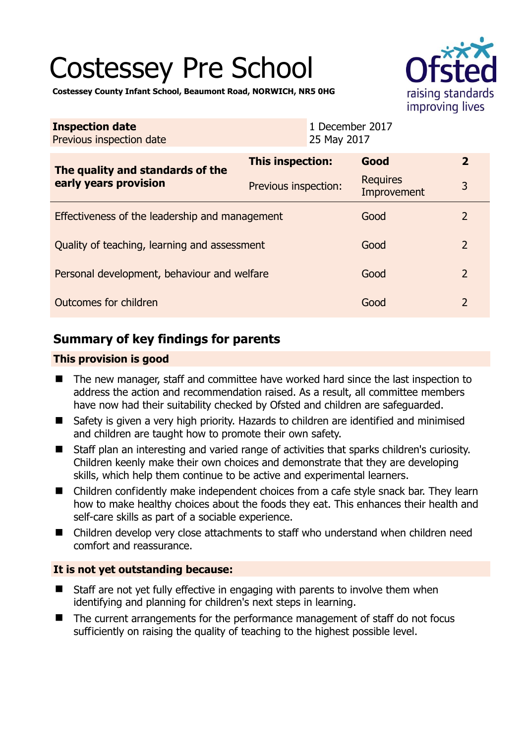# Costessey Pre School

**Costessey County Infant School, Beaumont Road, NORWICH, NR5 0HG**

| **Inspection date** | 1 December 2017 |
|---|---|
| Previous inspection date | 25 May 2017 |

| **The quality and standards of the early years provision** | **This inspection:** | **Good** | **2** |
|---|---|---|---|
| | Previous inspection: | Requires Improvement | 3 |
| Effectiveness of the leadership and management | | Good | 2 |
| Quality of teaching, learning and assessment | | Good | 2 |
| Personal development, behaviour and welfare | | Good | 2 |
| Outcomes for children | | Good | 2 |

## Summary of key findings for parents

### This provision is good

- The new manager, staff and committee have worked hard since the last inspection to address the action and recommendation raised. As a result, all committee members have now had their suitability checked by Ofsted and children are safeguarded.
- Safety is given a very high priority. Hazards to children are identified and minimised and children are taught how to promote their own safety.
- Staff plan an interesting and varied range of activities that sparks children's curiosity. Children keenly make their own choices and demonstrate that they are developing skills, which help them continue to be active and experimental learners.
- Children confidently make independent choices from a cafe style snack bar. They learn how to make healthy choices about the foods they eat. This enhances their health and self-care skills as part of a sociable experience.
- Children develop very close attachments to staff who understand when children need comfort and reassurance.

### It is not yet outstanding because:

- Staff are not yet fully effective in engaging with parents to involve them when identifying and planning for children's next steps in learning.
- The current arrangements for the performance management of staff do not focus sufficiently on raising the quality of teaching to the highest possible level.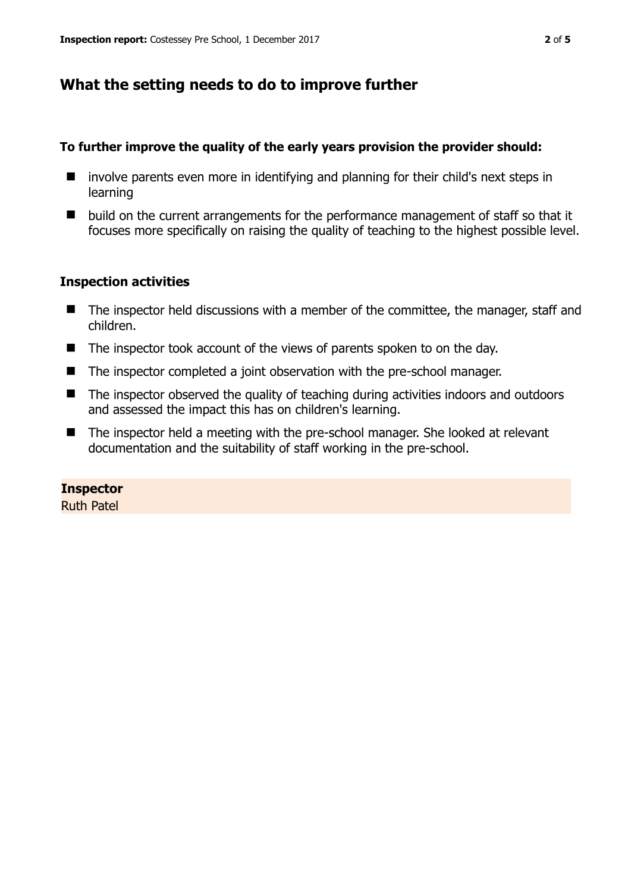## What the setting needs to do to improve further

**To further improve the quality of the early years provision the provider should:**

- involve parents even more in identifying and planning for their child's next steps in learning
- build on the current arrangements for the performance management of staff so that it focuses more specifically on raising the quality of teaching to the highest possible level.

### Inspection activities

- The inspector held discussions with a member of the committee, the manager, staff and children.
- The inspector took account of the views of parents spoken to on the day.
- The inspector completed a joint observation with the pre-school manager.
- The inspector observed the quality of teaching during activities indoors and outdoors and assessed the impact this has on children's learning.
- The inspector held a meeting with the pre-school manager. She looked at relevant documentation and the suitability of staff working in the pre-school.

**Inspector**
Ruth Patel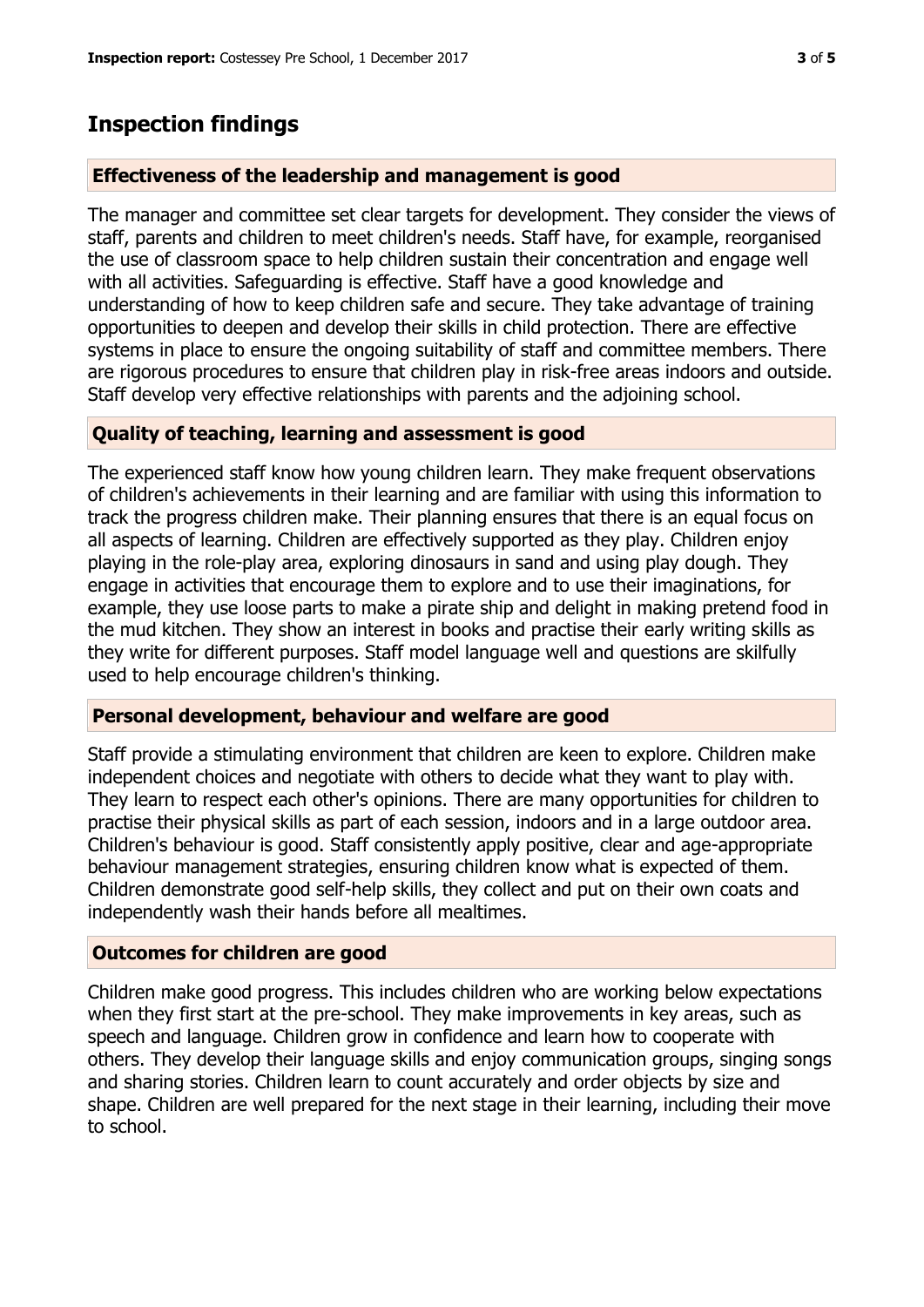## Inspection findings

### Effectiveness of the leadership and management is good

The manager and committee set clear targets for development. They consider the views of staff, parents and children to meet children's needs. Staff have, for example, reorganised the use of classroom space to help children sustain their concentration and engage well with all activities. Safeguarding is effective. Staff have a good knowledge and understanding of how to keep children safe and secure. They take advantage of training opportunities to deepen and develop their skills in child protection. There are effective systems in place to ensure the ongoing suitability of staff and committee members. There are rigorous procedures to ensure that children play in risk-free areas indoors and outside. Staff develop very effective relationships with parents and the adjoining school.

### Quality of teaching, learning and assessment is good

The experienced staff know how young children learn. They make frequent observations of children's achievements in their learning and are familiar with using this information to track the progress children make. Their planning ensures that there is an equal focus on all aspects of learning. Children are effectively supported as they play. Children enjoy playing in the role-play area, exploring dinosaurs in sand and using play dough. They engage in activities that encourage them to explore and to use their imaginations, for example, they use loose parts to make a pirate ship and delight in making pretend food in the mud kitchen. They show an interest in books and practise their early writing skills as they write for different purposes. Staff model language well and questions are skilfully used to help encourage children's thinking.

### Personal development, behaviour and welfare are good

Staff provide a stimulating environment that children are keen to explore. Children make independent choices and negotiate with others to decide what they want to play with. They learn to respect each other's opinions. There are many opportunities for children to practise their physical skills as part of each session, indoors and in a large outdoor area. Children's behaviour is good. Staff consistently apply positive, clear and age-appropriate behaviour management strategies, ensuring children know what is expected of them. Children demonstrate good self-help skills, they collect and put on their own coats and independently wash their hands before all mealtimes.

### Outcomes for children are good

Children make good progress. This includes children who are working below expectations when they first start at the pre-school. They make improvements in key areas, such as speech and language. Children grow in confidence and learn how to cooperate with others. They develop their language skills and enjoy communication groups, singing songs and sharing stories. Children learn to count accurately and order objects by size and shape. Children are well prepared for the next stage in their learning, including their move to school.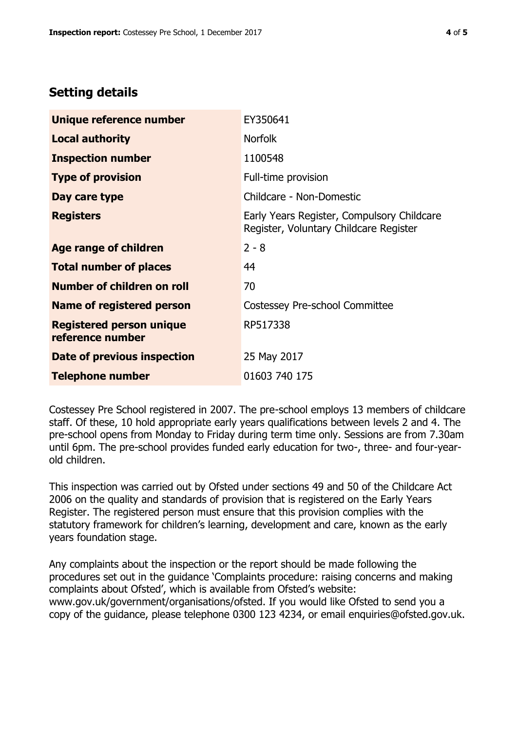## Setting details

| | |
|---|---|
| **Unique reference number** | EY350641 |
| **Local authority** | Norfolk |
| **Inspection number** | 1100548 |
| **Type of provision** | Full-time provision |
| **Day care type** | Childcare - Non-Domestic |
| **Registers** | Early Years Register, Compulsory Childcare Register, Voluntary Childcare Register |
| **Age range of children** | 2 - 8 |
| **Total number of places** | 44 |
| **Number of children on roll** | 70 |
| **Name of registered person** | Costessey Pre-school Committee |
| **Registered person unique reference number** | RP517338 |
| **Date of previous inspection** | 25 May 2017 |
| **Telephone number** | 01603 740 175 |

Costessey Pre School registered in 2007. The pre-school employs 13 members of childcare staff. Of these, 10 hold appropriate early years qualifications between levels 2 and 4. The pre-school opens from Monday to Friday during term time only. Sessions are from 7.30am until 6pm. The pre-school provides funded early education for two-, three- and four-year-old children.

This inspection was carried out by Ofsted under sections 49 and 50 of the Childcare Act 2006 on the quality and standards of provision that is registered on the Early Years Register. The registered person must ensure that this provision complies with the statutory framework for children's learning, development and care, known as the early years foundation stage.

Any complaints about the inspection or the report should be made following the procedures set out in the guidance 'Complaints procedure: raising concerns and making complaints about Ofsted', which is available from Ofsted's website: www.gov.uk/government/organisations/ofsted. If you would like Ofsted to send you a copy of the guidance, please telephone 0300 123 4234, or email enquiries@ofsted.gov.uk.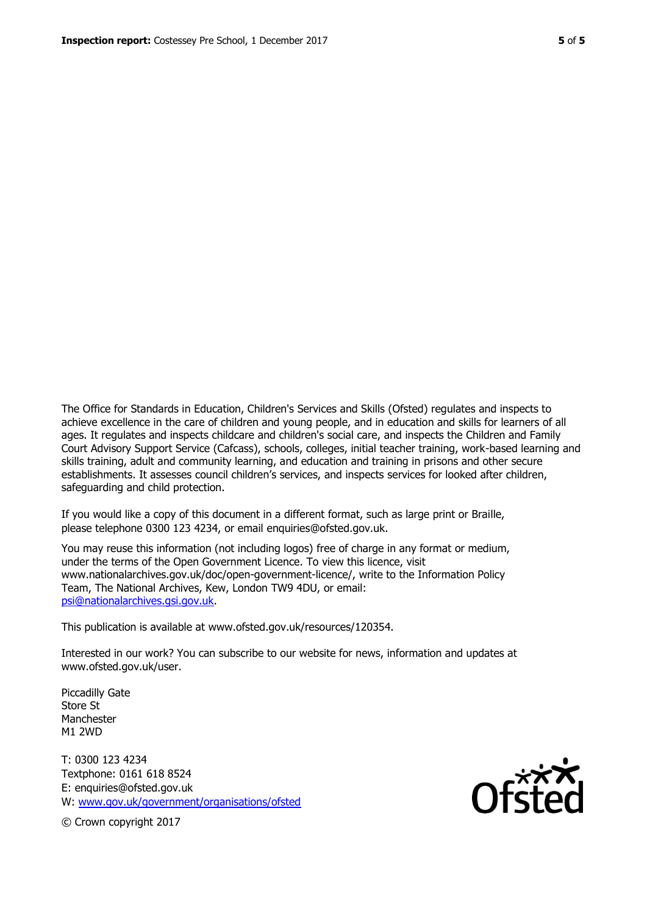The Office for Standards in Education, Children's Services and Skills (Ofsted) regulates and inspects to achieve excellence in the care of children and young people, and in education and skills for learners of all ages. It regulates and inspects childcare and children's social care, and inspects the Children and Family Court Advisory Support Service (Cafcass), schools, colleges, initial teacher training, work-based learning and skills training, adult and community learning, and education and training in prisons and other secure establishments. It assesses council children's services, and inspects services for looked after children, safeguarding and child protection.

If you would like a copy of this document in a different format, such as large print or Braille, please telephone 0300 123 4234, or email enquiries@ofsted.gov.uk.

You may reuse this information (not including logos) free of charge in any format or medium, under the terms of the Open Government Licence. To view this licence, visit www.nationalarchives.gov.uk/doc/open-government-licence/, write to the Information Policy Team, The National Archives, Kew, London TW9 4DU, or email: psi@nationalarchives.gsi.gov.uk.

This publication is available at www.ofsted.gov.uk/resources/120354.

Interested in our work? You can subscribe to our website for news, information and updates at www.ofsted.gov.uk/user.

Piccadilly Gate
Store St
Manchester
M1 2WD

T: 0300 123 4234
Textphone: 0161 618 8524
E: enquiries@ofsted.gov.uk
W: www.gov.uk/government/organisations/ofsted

© Crown copyright 2017